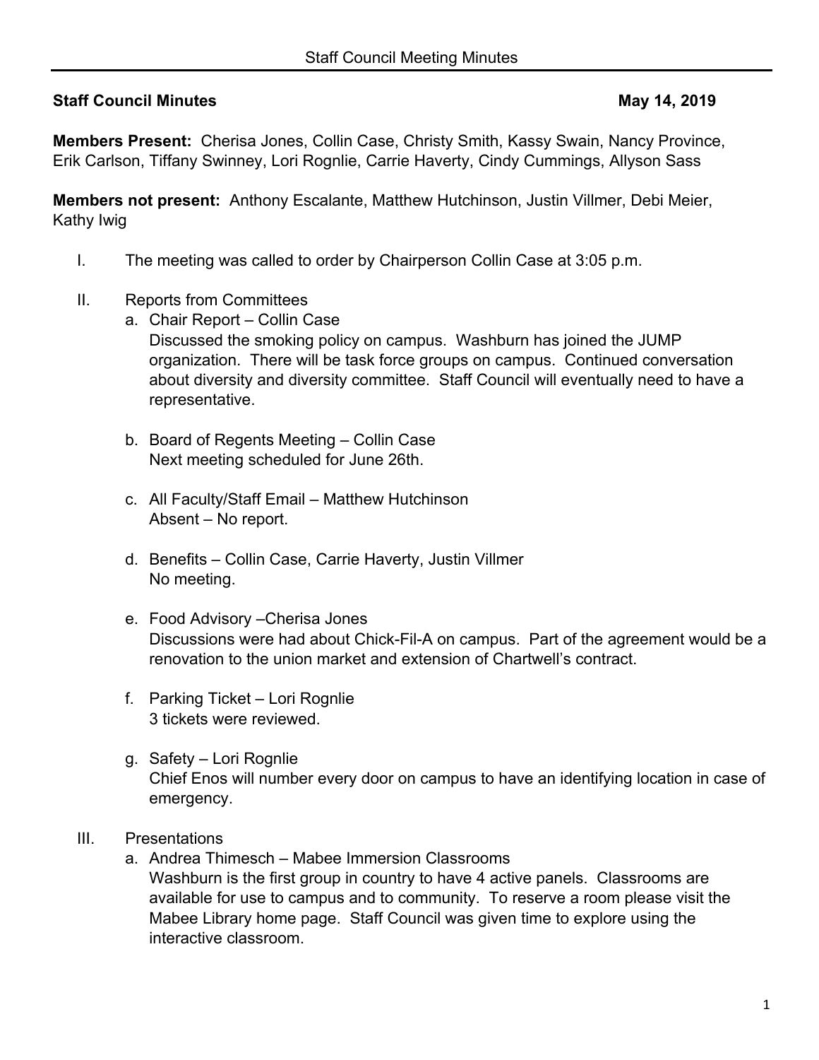**Staff Council Minutes** **May 14, 2019**

**Members Present:** Cherisa Jones, Collin Case, Christy Smith, Kassy Swain, Nancy Province, Erik Carlson, Tiffany Swinney, Lori Rognlie, Carrie Haverty, Cindy Cummings, Allyson Sass

**Members not present:** Anthony Escalante, Matthew Hutchinson, Justin Villmer, Debi Meier, Kathy Iwig

I. The meeting was called to order by Chairperson Collin Case at 3:05 p.m.

II. Reports from Committees

a. Chair Report – Collin Case
Discussed the smoking policy on campus. Washburn has joined the JUMP organization. There will be task force groups on campus. Continued conversation about diversity and diversity committee. Staff Council will eventually need to have a representative.

b. Board of Regents Meeting – Collin Case
Next meeting scheduled for June 26th.

c. All Faculty/Staff Email – Matthew Hutchinson
Absent – No report.

d. Benefits – Collin Case, Carrie Haverty, Justin Villmer
No meeting.

e. Food Advisory –Cherisa Jones
Discussions were had about Chick-Fil-A on campus. Part of the agreement would be a renovation to the union market and extension of Chartwell's contract.

f. Parking Ticket – Lori Rognlie
3 tickets were reviewed.

g. Safety – Lori Rognlie
Chief Enos will number every door on campus to have an identifying location in case of emergency.

III. Presentations

a. Andrea Thimesch – Mabee Immersion Classrooms
Washburn is the first group in country to have 4 active panels. Classrooms are available for use to campus and to community. To reserve a room please visit the Mabee Library home page. Staff Council was given time to explore using the interactive classroom.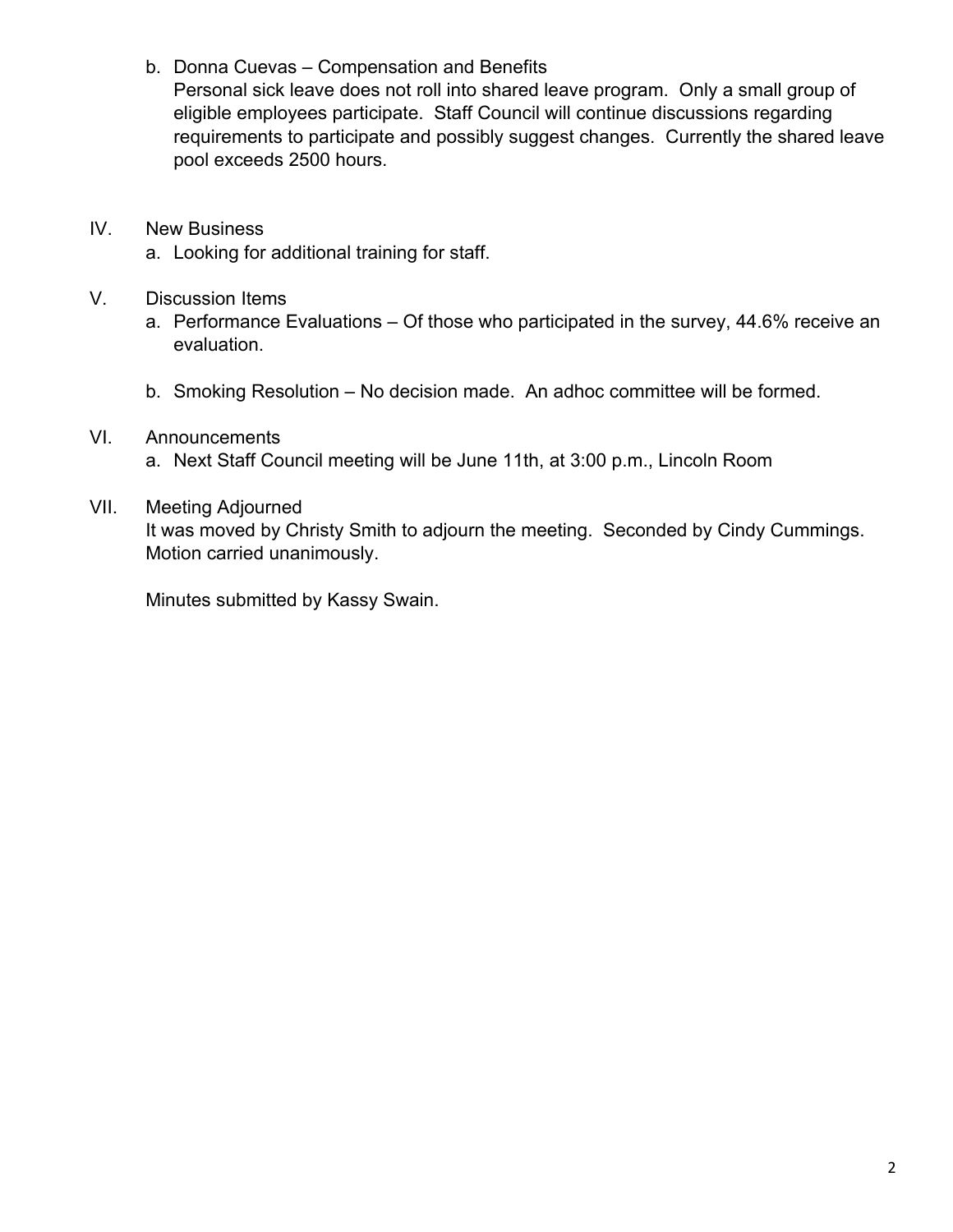b. Donna Cuevas – Compensation and Benefits
   Personal sick leave does not roll into shared leave program. Only a small group of eligible employees participate. Staff Council will continue discussions regarding requirements to participate and possibly suggest changes. Currently the shared leave pool exceeds 2500 hours.

IV. New Business
   a. Looking for additional training for staff.

V. Discussion Items
   a. Performance Evaluations – Of those who participated in the survey, 44.6% receive an evaluation.

   b. Smoking Resolution – No decision made. An adhoc committee will be formed.

VI. Announcements
   a. Next Staff Council meeting will be June 11th, at 3:00 p.m., Lincoln Room

VII. Meeting Adjourned
   It was moved by Christy Smith to adjourn the meeting. Seconded by Cindy Cummings. Motion carried unanimously.

   Minutes submitted by Kassy Swain.